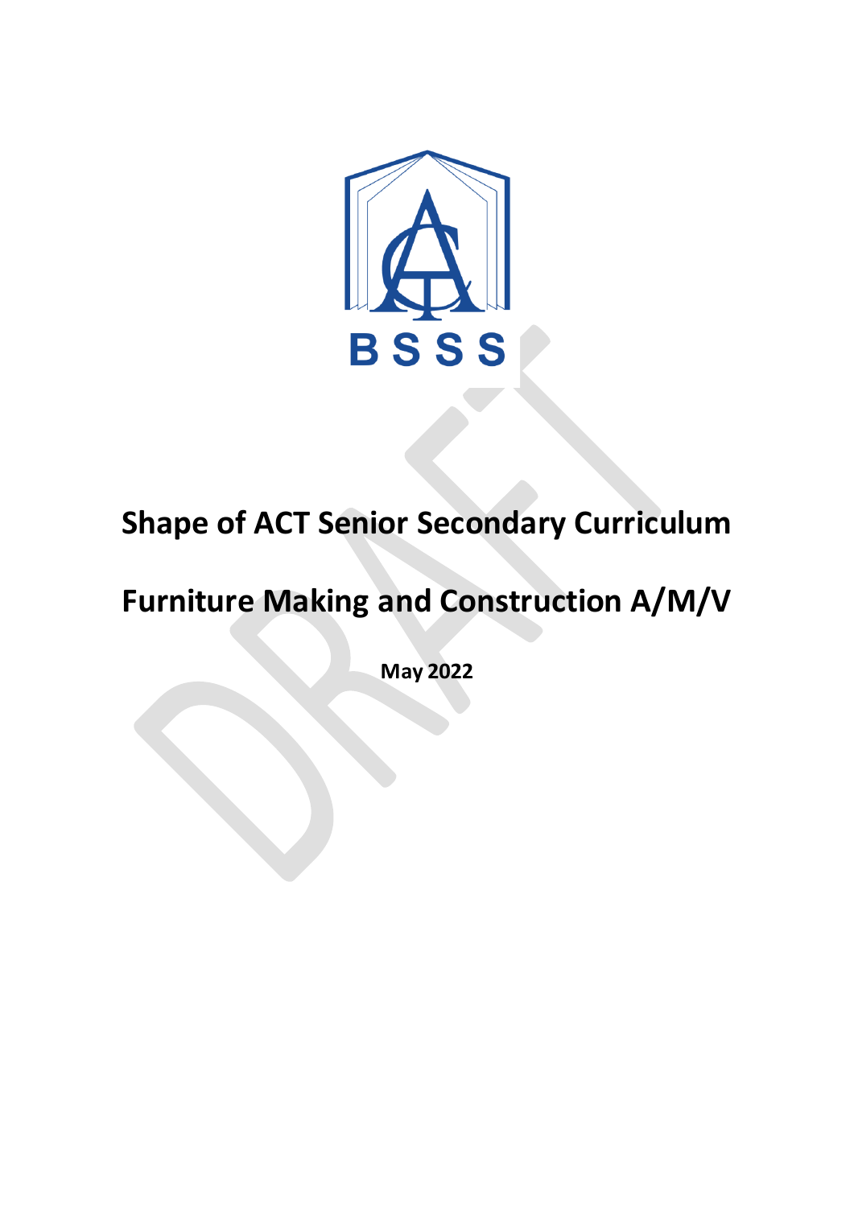BSSS

# Shape of ACT Senior Secondary Curriculum

# Furniture Making and Construction A/M/V

**May 2022**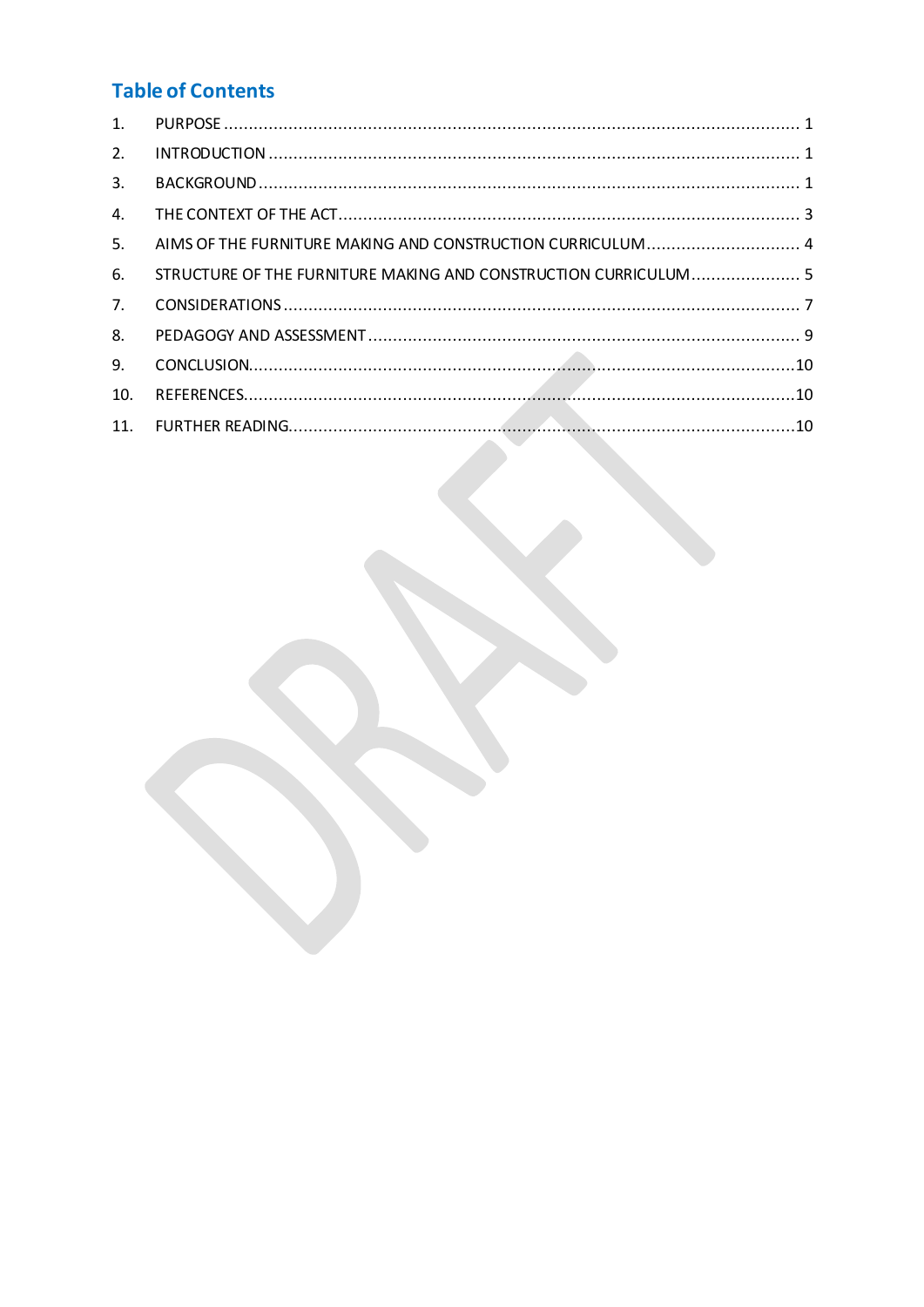# Table of Contents

1. PURPOSE ........................................................................................................................ 1
2. INTRODUCTION .............................................................................................................. 1
3. BACKGROUND ................................................................................................................ 1
4. THE CONTEXT OF THE ACT ............................................................................................. 3
5. AIMS OF THE FURNITURE MAKING AND CONSTRUCTION CURRICULUM ................................ 4
6. STRUCTURE OF THE FURNITURE MAKING AND CONSTRUCTION CURRICULUM ...................... 5
7. CONSIDERATIONS .......................................................................................................... 7
8. PEDAGOGY AND ASSESSMENT ......................................................................................... 9
9. CONCLUSION ................................................................................................................ 10
10. REFERENCES ................................................................................................................ 10
11. FURTHER READING ....................................................................................................... 10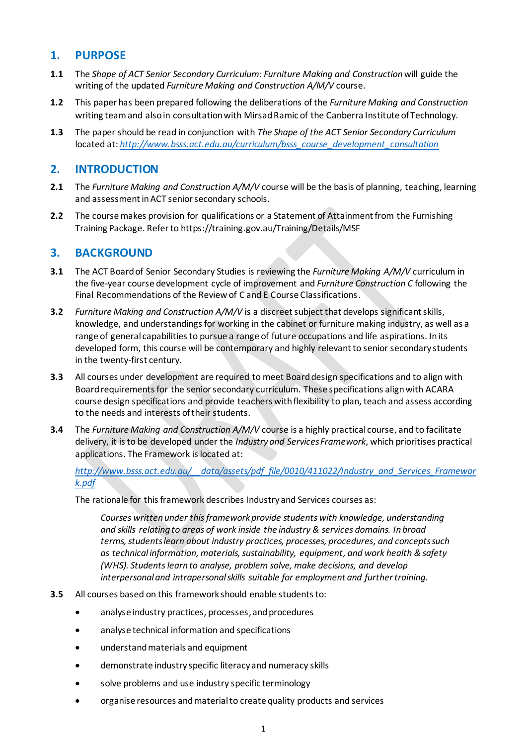## 1. PURPOSE

**1.1** The *Shape of ACT Senior Secondary Curriculum: Furniture Making and Construction* will guide the writing of the updated *Furniture Making and Construction A/M/V* course.

**1.2** This paper has been prepared following the deliberations of the *Furniture Making and Construction* writing team and also in consultation with Mirsad Ramic of the Canberra Institute of Technology.

**1.3** The paper should be read in conjunction with *The Shape of the ACT Senior Secondary Curriculum* located at: *http://www.bsss.act.edu.au/curriculum/bsss_course_development_consultation*

## 2. INTRODUCTION

**2.1** The *Furniture Making and Construction A/M/V* course will be the basis of planning, teaching, learning and assessment in ACT senior secondary schools.

**2.2** The course makes provision for qualifications or a Statement of Attainment from the Furnishing Training Package. Refer to https://training.gov.au/Training/Details/MSF

## 3. BACKGROUND

**3.1** The ACT Board of Senior Secondary Studies is reviewing the *Furniture Making A/M/V* curriculum in the five-year course development cycle of improvement and *Furniture Construction C* following the Final Recommendations of the Review of C and E Course Classifications.

**3.2** *Furniture Making and Construction A/M/V* is a discreet subject that develops significant skills, knowledge, and understandings for working in the cabinet or furniture making industry, as well as a range of general capabilities to pursue a range of future occupations and life aspirations. In its developed form, this course will be contemporary and highly relevant to senior secondary students in the twenty-first century.

**3.3** All courses under development are required to meet Board design specifications and to align with Board requirements for the senior secondary curriculum. These specifications align with ACARA course design specifications and provide teachers with flexibility to plan, teach and assess according to the needs and interests of their students.

**3.4** The *Furniture Making and Construction A/M/V* course is a highly practical course, and to facilitate delivery, it is to be developed under the *Industry and Services Framework*, which prioritises practical applications. The Framework is located at:

*http://www.bsss.act.edu.au/__data/assets/pdf_file/0010/411022/Industry_and_Services_Framework.pdf*

The rationale for this framework describes Industry and Services courses as:

> *Courses written under this framework provide students with knowledge, understanding and skills relating to areas of work inside the industry & services domains. In broad terms, students learn about industry practices, processes, procedures, and concepts such as technical information, materials, sustainability, equipment, and work health & safety (WHS). Students learn to analyse, problem solve, make decisions, and develop interpersonal and intrapersonal skills suitable for employment and further training.*

**3.5** All courses based on this framework should enable students to:

- analyse industry practices, processes, and procedures
- analyse technical information and specifications
- understand materials and equipment
- demonstrate industry specific literacy and numeracy skills
- solve problems and use industry specific terminology
- organise resources and material to create quality products and services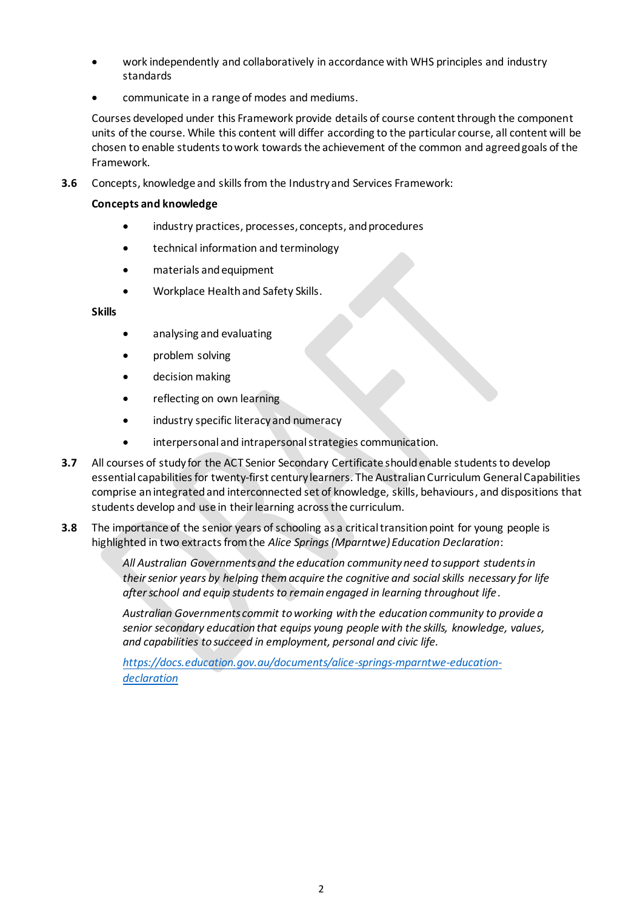- work independently and collaboratively in accordance with WHS principles and industry standards
- communicate in a range of modes and mediums.

Courses developed under this Framework provide details of course content through the component units of the course. While this content will differ according to the particular course, all content will be chosen to enable students to work towards the achievement of the common and agreed goals of the Framework.

**3.6** Concepts, knowledge and skills from the Industry and Services Framework:

**Concepts and knowledge**

- industry practices, processes, concepts, and procedures
- technical information and terminology
- materials and equipment
- Workplace Health and Safety Skills.

**Skills**

- analysing and evaluating
- problem solving
- decision making
- reflecting on own learning
- industry specific literacy and numeracy
- interpersonal and intrapersonal strategies communication.

**3.7** All courses of study for the ACT Senior Secondary Certificate should enable students to develop essential capabilities for twenty-first century learners. The Australian Curriculum General Capabilities comprise an integrated and interconnected set of knowledge, skills, behaviours, and dispositions that students develop and use in their learning across the curriculum.

**3.8** The importance of the senior years of schooling as a critical transition point for young people is highlighted in two extracts from the *Alice Springs (Mparntwe) Education Declaration*:

> *All Australian Governments and the education community need to support students in their senior years by helping them acquire the cognitive and social skills necessary for life after school and equip students to remain engaged in learning throughout life*.
>
> *Australian Governments commit to working with the education community to provide a senior secondary education that equips young people with the skills, knowledge, values, and capabilities to succeed in employment, personal and civic life.*
>
> [https://docs.education.gov.au/documents/alice-springs-mparntwe-education-declaration](https://docs.education.gov.au/documents/alice-springs-mparntwe-education-declaration)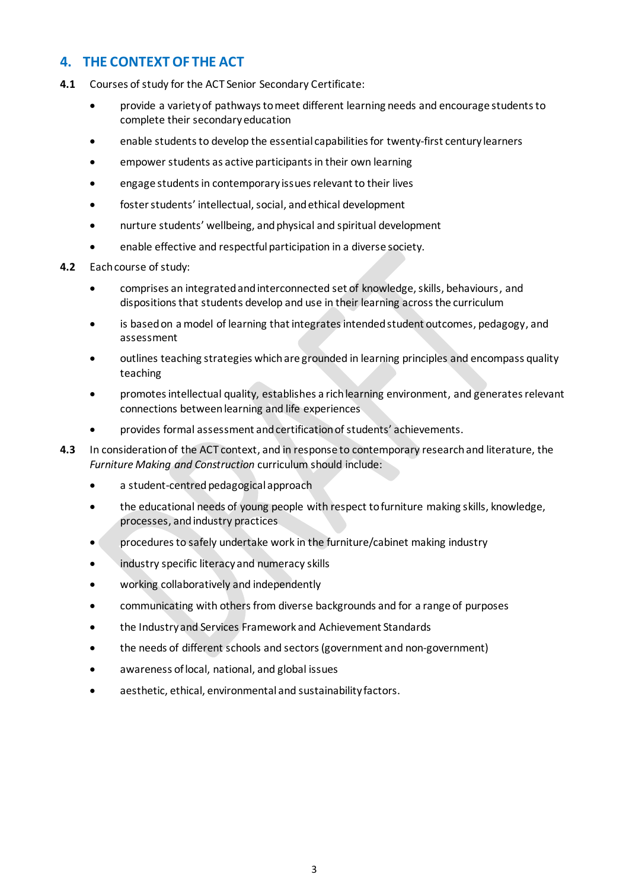## 4. THE CONTEXT OF THE ACT

**4.1** Courses of study for the ACT Senior Secondary Certificate:

- provide a variety of pathways to meet different learning needs and encourage students to complete their secondary education
- enable students to develop the essential capabilities for twenty-first century learners
- empower students as active participants in their own learning
- engage students in contemporary issues relevant to their lives
- foster students' intellectual, social, and ethical development
- nurture students' wellbeing, and physical and spiritual development
- enable effective and respectful participation in a diverse society.

**4.2** Each course of study:

- comprises an integrated and interconnected set of knowledge, skills, behaviours, and dispositions that students develop and use in their learning across the curriculum
- is based on a model of learning that integrates intended student outcomes, pedagogy, and assessment
- outlines teaching strategies which are grounded in learning principles and encompass quality teaching
- promotes intellectual quality, establishes a rich learning environment, and generates relevant connections between learning and life experiences
- provides formal assessment and certification of students' achievements.

**4.3** In consideration of the ACT context, and in response to contemporary research and literature, the *Furniture Making and Construction* curriculum should include:

- a student-centred pedagogical approach
- the educational needs of young people with respect to furniture making skills, knowledge, processes, and industry practices
- procedures to safely undertake work in the furniture/cabinet making industry
- industry specific literacy and numeracy skills
- working collaboratively and independently
- communicating with others from diverse backgrounds and for a range of purposes
- the Industry and Services Framework and Achievement Standards
- the needs of different schools and sectors (government and non-government)
- awareness of local, national, and global issues
- aesthetic, ethical, environmental and sustainability factors.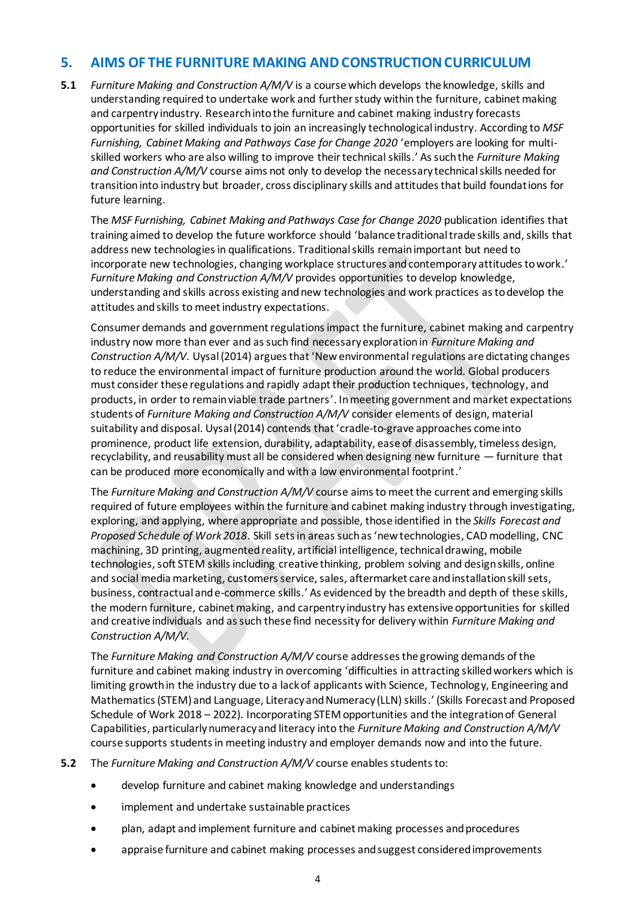## 5. AIMS OF THE FURNITURE MAKING AND CONSTRUCTION CURRICULUM

**5.1** *Furniture Making and Construction A/M/V* is a course which develops the knowledge, skills and understanding required to undertake work and further study within the furniture, cabinet making and carpentry industry. Research into the furniture and cabinet making industry forecasts opportunities for skilled individuals to join an increasingly technological industry. According to *MSF Furnishing, Cabinet Making and Pathways Case for Change 2020* 'employers are looking for multi-skilled workers who are also willing to improve their technical skills.' As such the *Furniture Making and Construction A/M/V* course aims not only to develop the necessary technical skills needed for transition into industry but broader, cross disciplinary skills and attitudes that build foundations for future learning.

The *MSF Furnishing, Cabinet Making and Pathways Case for Change 2020* publication identifies that training aimed to develop the future workforce should 'balance traditional trade skills and, skills that address new technologies in qualifications. Traditional skills remain important but need to incorporate new technologies, changing workplace structures and contemporary attitudes to work.' *Furniture Making and Construction A/M/V* provides opportunities to develop knowledge, understanding and skills across existing and new technologies and work practices as to develop the attitudes and skills to meet industry expectations.

Consumer demands and government regulations impact the furniture, cabinet making and carpentry industry now more than ever and as such find necessary exploration in *Furniture Making and Construction A/M/V*. Uysal (2014) argues that 'New environmental regulations are dictating changes to reduce the environmental impact of furniture production around the world. Global producers must consider these regulations and rapidly adapt their production techniques, technology, and products, in order to remain viable trade partners'. In meeting government and market expectations students of *Furniture Making and Construction A/M/V* consider elements of design, material suitability and disposal. Uysal (2014) contends that 'cradle-to-grave approaches come into prominence, product life extension, durability, adaptability, ease of disassembly, timeless design, recyclability, and reusability must all be considered when designing new furniture — furniture that can be produced more economically and with a low environmental footprint.'

The *Furniture Making and Construction A/M/V* course aims to meet the current and emerging skills required of future employees within the furniture and cabinet making industry through investigating, exploring, and applying, where appropriate and possible, those identified in the *Skills Forecast and Proposed Schedule of Work 2018*. Skill sets in areas such as 'new technologies, CAD modelling, CNC machining, 3D printing, augmented reality, artificial intelligence, technical drawing, mobile technologies, soft STEM skills including creative thinking, problem solving and design skills, online and social media marketing, customers service, sales, aftermarket care and installation skill sets, business, contractual and e-commerce skills.' As evidenced by the breadth and depth of these skills, the modern furniture, cabinet making, and carpentry industry has extensive opportunities for skilled and creative individuals and as such these find necessity for delivery within *Furniture Making and Construction A/M/V*.

The *Furniture Making and Construction A/M/V* course addresses the growing demands of the furniture and cabinet making industry in overcoming 'difficulties in attracting skilled workers which is limiting growth in the industry due to a lack of applicants with Science, Technology, Engineering and Mathematics (STEM) and Language, Literacy and Numeracy (LLN) skills.' (Skills Forecast and Proposed Schedule of Work 2018 – 2022). Incorporating STEM opportunities and the integration of General Capabilities, particularly numeracy and literacy into the *Furniture Making and Construction A/M/V* course supports students in meeting industry and employer demands now and into the future.

**5.2** The *Furniture Making and Construction A/M/V* course enables students to:

- develop furniture and cabinet making knowledge and understandings
- implement and undertake sustainable practices
- plan, adapt and implement furniture and cabinet making processes and procedures
- appraise furniture and cabinet making processes and suggest considered improvements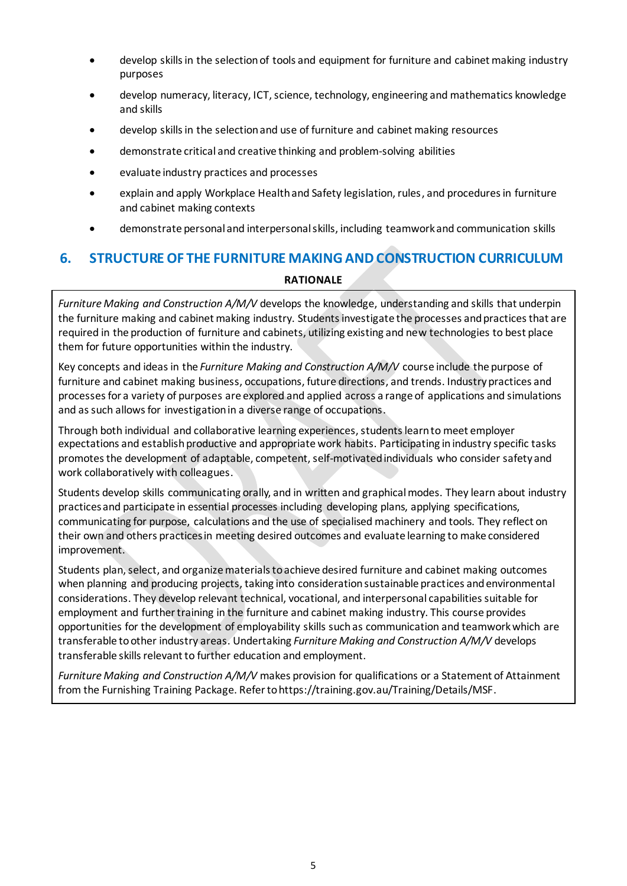- develop skills in the selection of tools and equipment for furniture and cabinet making industry purposes
- develop numeracy, literacy, ICT, science, technology, engineering and mathematics knowledge and skills
- develop skills in the selection and use of furniture and cabinet making resources
- demonstrate critical and creative thinking and problem-solving abilities
- evaluate industry practices and processes
- explain and apply Workplace Health and Safety legislation, rules, and procedures in furniture and cabinet making contexts
- demonstrate personal and interpersonal skills, including teamwork and communication skills

## 6. STRUCTURE OF THE FURNITURE MAKING AND CONSTRUCTION CURRICULUM

**RATIONALE**

*Furniture Making and Construction A/M/V* develops the knowledge, understanding and skills that underpin the furniture making and cabinet making industry. Students investigate the processes and practices that are required in the production of furniture and cabinets, utilizing existing and new technologies to best place them for future opportunities within the industry.

Key concepts and ideas in the *Furniture Making and Construction A/M/V* course include the purpose of furniture and cabinet making business, occupations, future directions, and trends. Industry practices and processes for a variety of purposes are explored and applied across a range of applications and simulations and as such allows for investigation in a diverse range of occupations.

Through both individual and collaborative learning experiences, students learn to meet employer expectations and establish productive and appropriate work habits. Participating in industry specific tasks promotes the development of adaptable, competent, self-motivated individuals who consider safety and work collaboratively with colleagues.

Students develop skills communicating orally, and in written and graphical modes. They learn about industry practices and participate in essential processes including developing plans, applying specifications, communicating for purpose, calculations and the use of specialised machinery and tools. They reflect on their own and others practices in meeting desired outcomes and evaluate learning to make considered improvement.

Students plan, select, and organize materials to achieve desired furniture and cabinet making outcomes when planning and producing projects, taking into consideration sustainable practices and environmental considerations. They develop relevant technical, vocational, and interpersonal capabilities suitable for employment and further training in the furniture and cabinet making industry. This course provides opportunities for the development of employability skills such as communication and teamwork which are transferable to other industry areas. Undertaking *Furniture Making and Construction A/M/V* develops transferable skills relevant to further education and employment.

*Furniture Making and Construction A/M/V* makes provision for qualifications or a Statement of Attainment from the Furnishing Training Package. Refer to https://training.gov.au/Training/Details/MSF.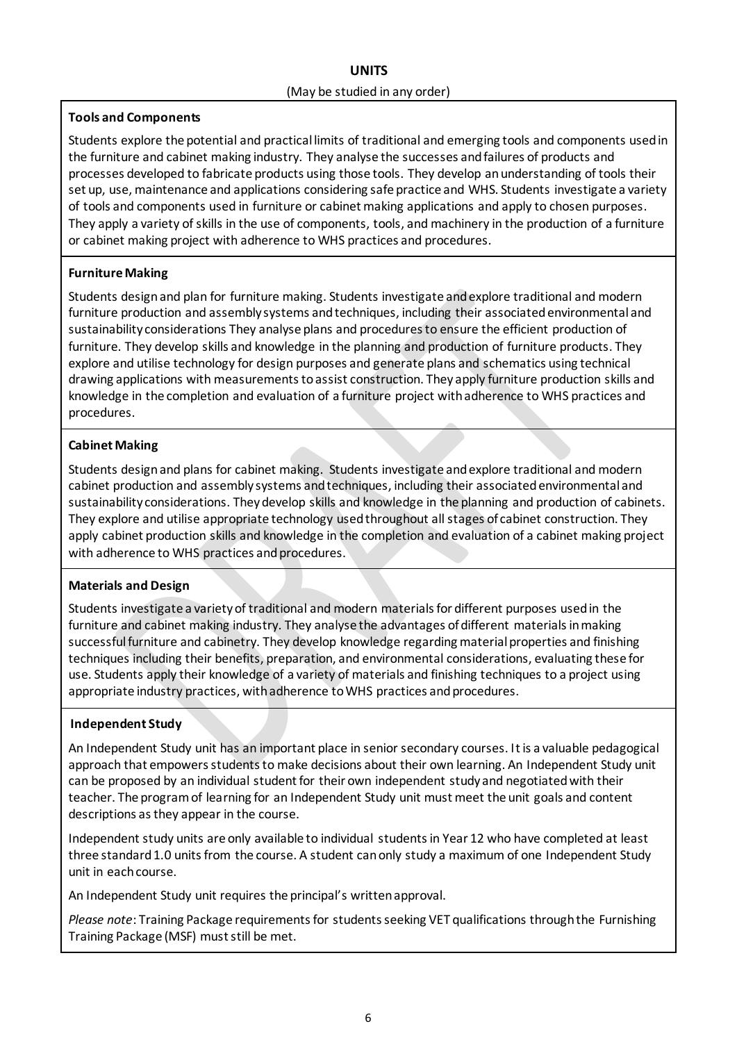## UNITS

(May be studied in any order)

### Tools and Components

Students explore the potential and practical limits of traditional and emerging tools and components used in the furniture and cabinet making industry. They analyse the successes and failures of products and processes developed to fabricate products using those tools. They develop an understanding of tools their set up, use, maintenance and applications considering safe practice and WHS. Students investigate a variety of tools and components used in furniture or cabinet making applications and apply to chosen purposes. They apply a variety of skills in the use of components, tools, and machinery in the production of a furniture or cabinet making project with adherence to WHS practices and procedures.

### Furniture Making

Students design and plan for furniture making. Students investigate and explore traditional and modern furniture production and assembly systems and techniques, including their associated environmental and sustainability considerations They analyse plans and procedures to ensure the efficient production of furniture. They develop skills and knowledge in the planning and production of furniture products. They explore and utilise technology for design purposes and generate plans and schematics using technical drawing applications with measurements to assist construction. They apply furniture production skills and knowledge in the completion and evaluation of a furniture project with adherence to WHS practices and procedures.

### Cabinet Making

Students design and plans for cabinet making. Students investigate and explore traditional and modern cabinet production and assembly systems and techniques, including their associated environmental and sustainability considerations. They develop skills and knowledge in the planning and production of cabinets. They explore and utilise appropriate technology used throughout all stages of cabinet construction. They apply cabinet production skills and knowledge in the completion and evaluation of a cabinet making project with adherence to WHS practices and procedures.

### Materials and Design

Students investigate a variety of traditional and modern materials for different purposes used in the furniture and cabinet making industry. They analyse the advantages of different materials in making successful furniture and cabinetry. They develop knowledge regarding material properties and finishing techniques including their benefits, preparation, and environmental considerations, evaluating these for use. Students apply their knowledge of a variety of materials and finishing techniques to a project using appropriate industry practices, with adherence to WHS practices and procedures.

### Independent Study

An Independent Study unit has an important place in senior secondary courses. It is a valuable pedagogical approach that empowers students to make decisions about their own learning. An Independent Study unit can be proposed by an individual student for their own independent study and negotiated with their teacher. The program of learning for an Independent Study unit must meet the unit goals and content descriptions as they appear in the course.

Independent study units are only available to individual students in Year 12 who have completed at least three standard 1.0 units from the course. A student can only study a maximum of one Independent Study unit in each course.

An Independent Study unit requires the principal's written approval.

*Please note*: Training Package requirements for students seeking VET qualifications through the Furnishing Training Package (MSF) must still be met.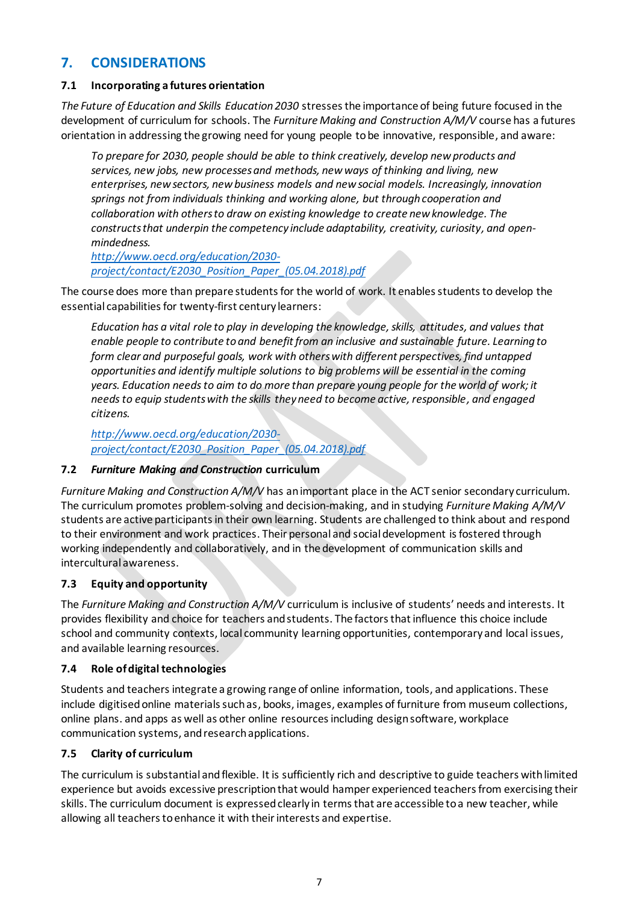## 7. CONSIDERATIONS

### 7.1 Incorporating a futures orientation

*The Future of Education and Skills Education 2030* stresses the importance of being future focused in the development of curriculum for schools. The *Furniture Making and Construction A/M/V* course has a futures orientation in addressing the growing need for young people to be innovative, responsible, and aware:

> *To prepare for 2030, people should be able to think creatively, develop new products and services, new jobs, new processes and methods, new ways of thinking and living, new enterprises, new sectors, new business models and new social models. Increasingly, innovation springs not from individuals thinking and working alone, but through cooperation and collaboration with others to draw on existing knowledge to create new knowledge. The constructs that underpin the competency include adaptability, creativity, curiosity, and open-mindedness.*
> [http://www.oecd.org/education/2030-project/contact/E2030_Position_Paper_(05.04.2018).pdf](http://www.oecd.org/education/2030-project/contact/E2030_Position_Paper_(05.04.2018).pdf)

The course does more than prepare students for the world of work. It enables students to develop the essential capabilities for twenty-first century learners:

> *Education has a vital role to play in developing the knowledge, skills, attitudes, and values that enable people to contribute to and benefit from an inclusive and sustainable future. Learning to form clear and purposeful goals, work with others with different perspectives, find untapped opportunities and identify multiple solutions to big problems will be essential in the coming years. Education needs to aim to do more than prepare young people for the world of work; it needs to equip students with the skills they need to become active, responsible, and engaged citizens.*
>
> [http://www.oecd.org/education/2030-project/contact/E2030_Position_Paper_(05.04.2018).pdf](http://www.oecd.org/education/2030-project/contact/E2030_Position_Paper_(05.04.2018).pdf)

### 7.2 *Furniture Making and Construction* curriculum

*Furniture Making and Construction A/M/V* has an important place in the ACT senior secondary curriculum. The curriculum promotes problem-solving and decision-making, and in studying *Furniture Making A/M/V* students are active participants in their own learning. Students are challenged to think about and respond to their environment and work practices. Their personal and social development is fostered through working independently and collaboratively, and in the development of communication skills and intercultural awareness.

### 7.3 Equity and opportunity

The *Furniture Making and Construction A/M/V* curriculum is inclusive of students' needs and interests. It provides flexibility and choice for teachers and students. The factors that influence this choice include school and community contexts, local community learning opportunities, contemporary and local issues, and available learning resources.

### 7.4 Role of digital technologies

Students and teachers integrate a growing range of online information, tools, and applications. These include digitised online materials such as, books, images, examples of furniture from museum collections, online plans. and apps as well as other online resources including design software, workplace communication systems, and research applications.

### 7.5 Clarity of curriculum

The curriculum is substantial and flexible. It is sufficiently rich and descriptive to guide teachers with limited experience but avoids excessive prescription that would hamper experienced teachers from exercising their skills. The curriculum document is expressed clearly in terms that are accessible to a new teacher, while allowing all teachers to enhance it with their interests and expertise.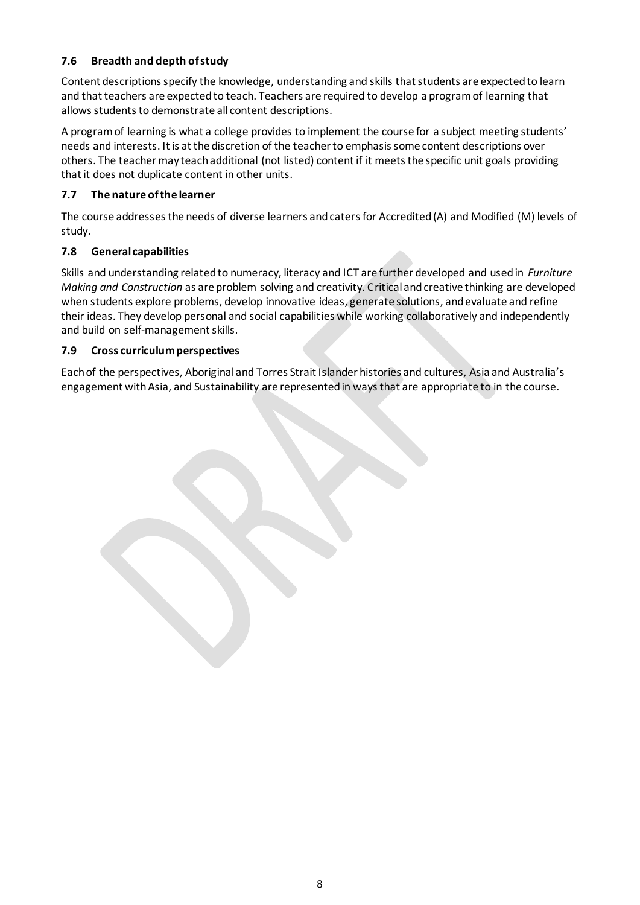### 7.6 Breadth and depth of study

Content descriptions specify the knowledge, understanding and skills that students are expected to learn and that teachers are expected to teach. Teachers are required to develop a program of learning that allows students to demonstrate all content descriptions.

A program of learning is what a college provides to implement the course for a subject meeting students' needs and interests. It is at the discretion of the teacher to emphasis some content descriptions over others. The teacher may teach additional (not listed) content if it meets the specific unit goals providing that it does not duplicate content in other units.

### 7.7 The nature of the learner

The course addresses the needs of diverse learners and caters for Accredited (A) and Modified (M) levels of study.

### 7.8 General capabilities

Skills and understanding related to numeracy, literacy and ICT are further developed and used in *Furniture Making and Construction* as are problem solving and creativity. Critical and creative thinking are developed when students explore problems, develop innovative ideas, generate solutions, and evaluate and refine their ideas. They develop personal and social capabilities while working collaboratively and independently and build on self-management skills.

### 7.9 Cross curriculum perspectives

Each of the perspectives, Aboriginal and Torres Strait Islander histories and cultures, Asia and Australia's engagement with Asia, and Sustainability are represented in ways that are appropriate to in the course.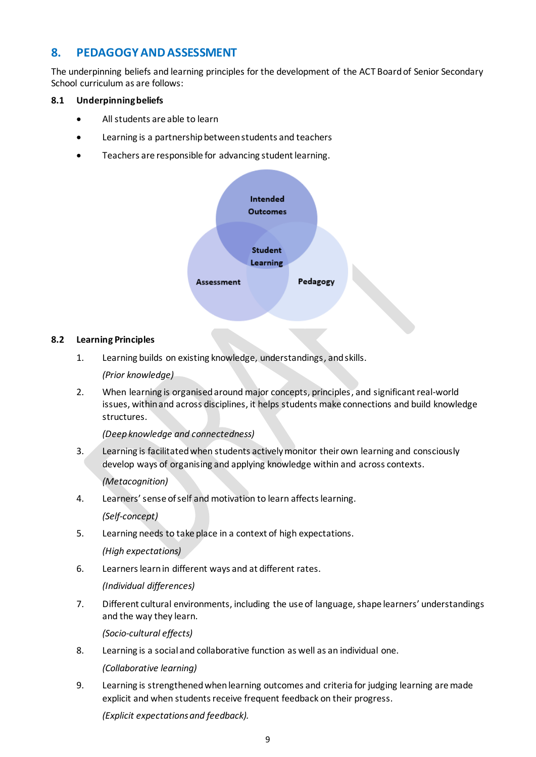## 8. PEDAGOGY AND ASSESSMENT

The underpinning beliefs and learning principles for the development of the ACT Board of Senior Secondary School curriculum as are follows:

### 8.1 Underpinning beliefs

- All students are able to learn
- Learning is a partnership between students and teachers
- Teachers are responsible for advancing student learning.

### 8.2 Learning Principles

1. Learning builds on existing knowledge, understandings, and skills.

   *(Prior knowledge)*

2. When learning is organised around major concepts, principles, and significant real-world issues, within and across disciplines, it helps students make connections and build knowledge structures.

   *(Deep knowledge and connectedness)*

3. Learning is facilitated when students actively monitor their own learning and consciously develop ways of organising and applying knowledge within and across contexts.

   *(Metacognition)*

4. Learners' sense of self and motivation to learn affects learning.

   *(Self-concept)*

5. Learning needs to take place in a context of high expectations.

   *(High expectations)*

6. Learners learn in different ways and at different rates.

   *(Individual differences)*

7. Different cultural environments, including the use of language, shape learners' understandings and the way they learn.

   *(Socio-cultural effects)*

8. Learning is a social and collaborative function as well as an individual one.

   *(Collaborative learning)*

9. Learning is strengthened when learning outcomes and criteria for judging learning are made explicit and when students receive frequent feedback on their progress.

   *(Explicit expectations and feedback).*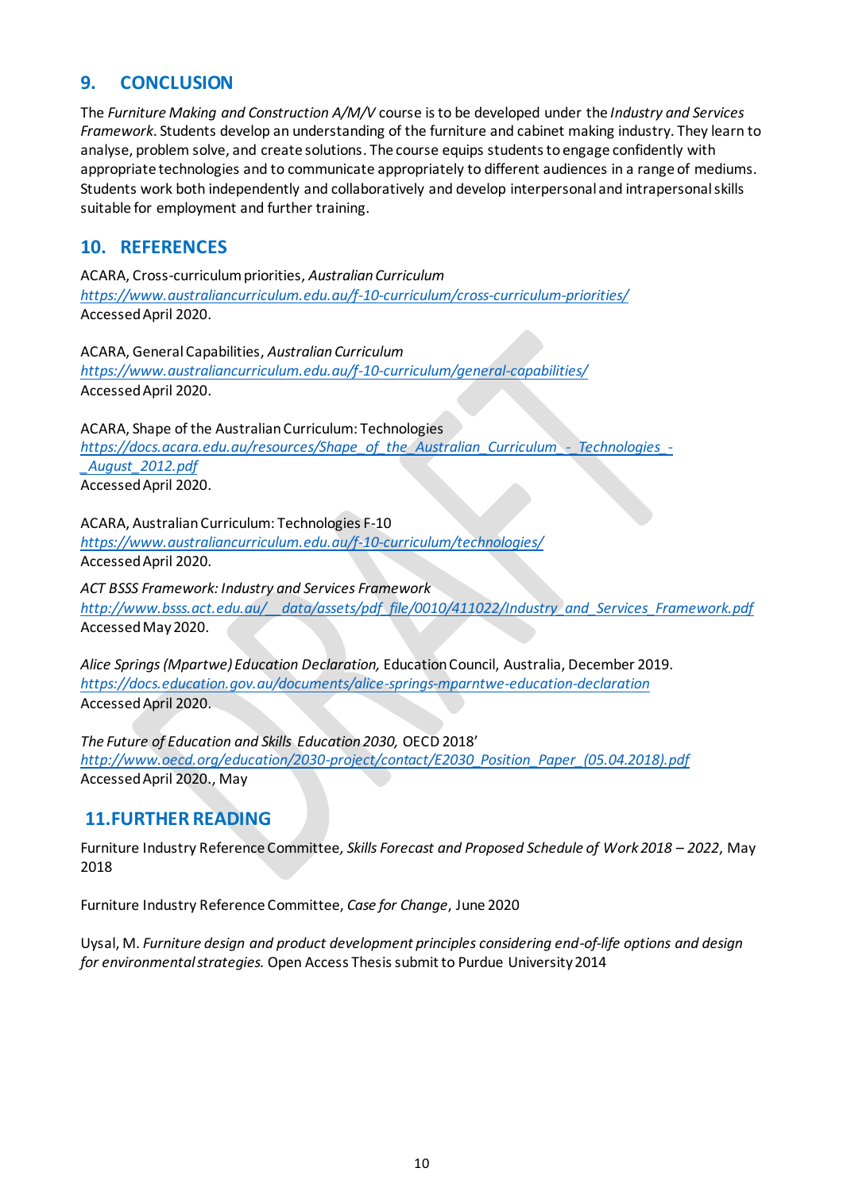## 9. CONCLUSION

The *Furniture Making and Construction A/M/V* course is to be developed under the *Industry and Services Framework*. Students develop an understanding of the furniture and cabinet making industry. They learn to analyse, problem solve, and create solutions. The course equips students to engage confidently with appropriate technologies and to communicate appropriately to different audiences in a range of mediums. Students work both independently and collaboratively and develop interpersonal and intrapersonal skills suitable for employment and further training.

## 10. REFERENCES

ACARA, Cross-curriculum priorities, *Australian Curriculum*
https://www.australiancurriculum.edu.au/f-10-curriculum/cross-curriculum-priorities/
Accessed April 2020.

ACARA, General Capabilities, *Australian Curriculum*
https://www.australiancurriculum.edu.au/f-10-curriculum/general-capabilities/
Accessed April 2020.

ACARA, Shape of the Australian Curriculum: Technologies
https://docs.acara.edu.au/resources/Shape_of_the_Australian_Curriculum_-_Technologies_-_August_2012.pdf
Accessed April 2020.

ACARA, Australian Curriculum: Technologies F-10
https://www.australiancurriculum.edu.au/f-10-curriculum/technologies/
Accessed April 2020.

*ACT BSSS Framework: Industry and Services Framework*
http://www.bsss.act.edu.au/__data/assets/pdf_file/0010/411022/Industry_and_Services_Framework.pdf
Accessed May 2020.

*Alice Springs (Mpartwe) Education Declaration,* Education Council, Australia, December 2019.
https://docs.education.gov.au/documents/alice-springs-mparntwe-education-declaration
Accessed April 2020.

*The Future of Education and Skills Education 2030,* OECD 2018'
http://www.oecd.org/education/2030-project/contact/E2030_Position_Paper_(05.04.2018).pdf
Accessed April 2020., May

## 11. FURTHER READING

Furniture Industry Reference Committee*, Skills Forecast and Proposed Schedule of Work 2018 – 2022*, May 2018

Furniture Industry Reference Committee, *Case for Change*, June 2020

Uysal, M. *Furniture design and product development principles considering end-of-life options and design for environmental strategies.* Open Access Thesis submit to Purdue University 2014